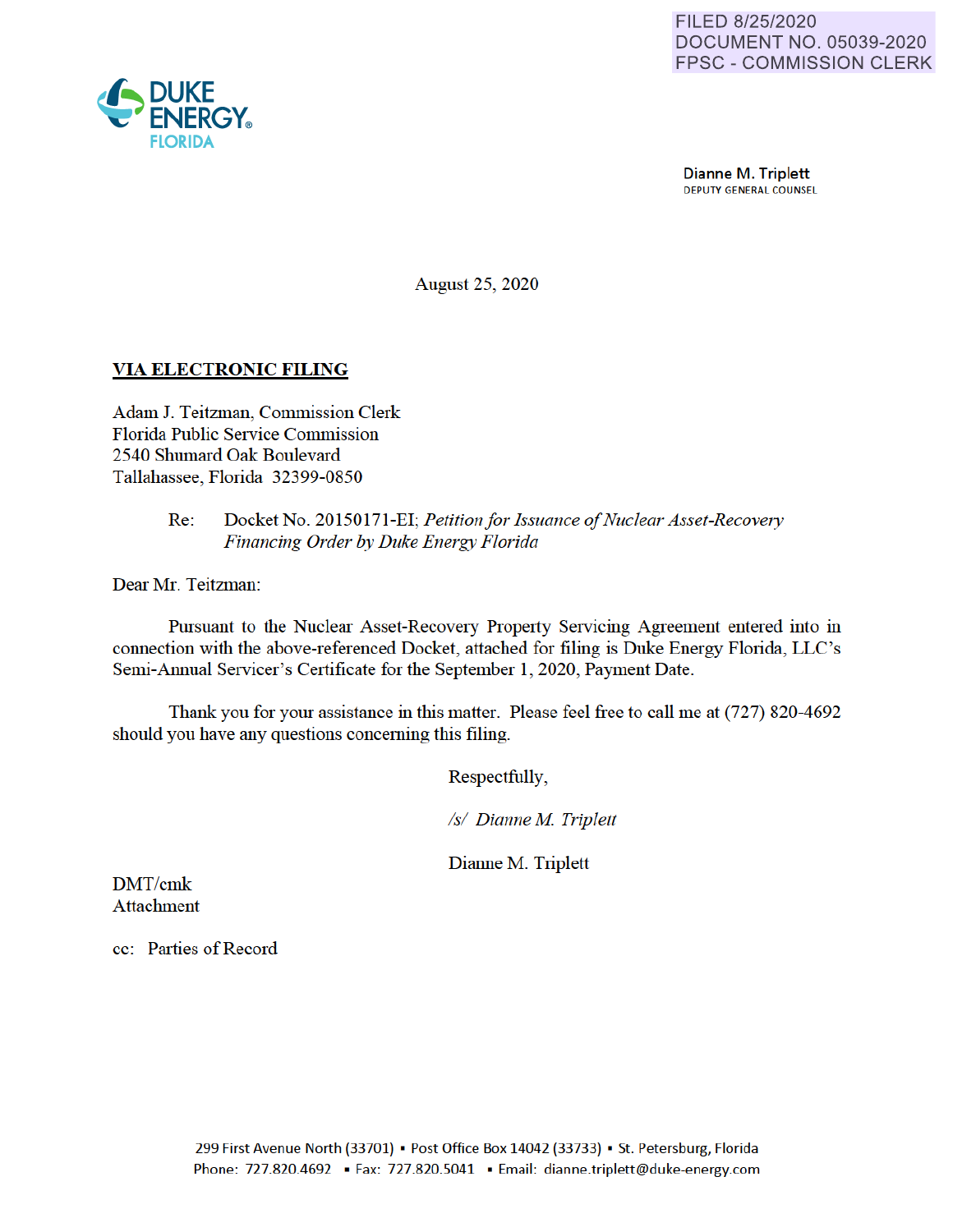FILED 8/25/2020
DOCUMENT NO. 05039-2020
FPSC - COMMISSION CLERK

DUKE ENERGY®
FLORIDA

Dianne M. Triplett
DEPUTY GENERAL COUNSEL

August 25, 2020

**VIA ELECTRONIC FILING**

Adam J. Teitzman, Commission Clerk
Florida Public Service Commission
2540 Shumard Oak Boulevard
Tallahassee, Florida 32399-0850

Re: Docket No. 20150171-EI; *Petition for Issuance of Nuclear Asset-Recovery Financing Order by Duke Energy Florida*

Dear Mr. Teitzman:

Pursuant to the Nuclear Asset-Recovery Property Servicing Agreement entered into in connection with the above-referenced Docket, attached for filing is Duke Energy Florida, LLC's Semi-Annual Servicer's Certificate for the September 1, 2020, Payment Date.

Thank you for your assistance in this matter. Please feel free to call me at (727) 820-4692 should you have any questions concerning this filing.

Respectfully,

*/s/ Dianne M. Triplett*

Dianne M. Triplett

DMT/cmk
Attachment

cc: Parties of Record

299 First Avenue North (33701) ▪ Post Office Box 14042 (33733) ▪ St. Petersburg, Florida
Phone: 727.820.4692 ▪ Fax: 727.820.5041 ▪ Email: dianne.triplett@duke-energy.com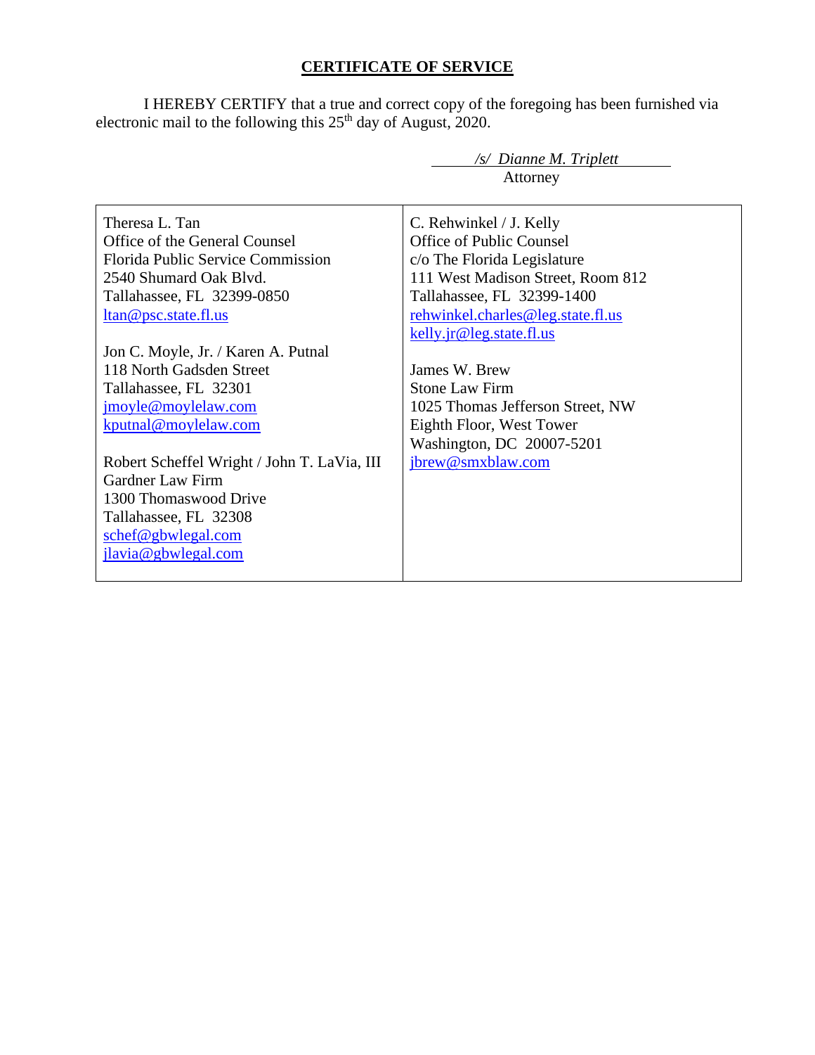## CERTIFICATE OF SERVICE

I HEREBY CERTIFY that a true and correct copy of the foregoing has been furnished via electronic mail to the following this 25th day of August, 2020.

*/s/ Dianne M. Triplett*
Attorney

| | |
|---|---|
| Theresa L. Tan<br>Office of the General Counsel<br>Florida Public Service Commission<br>2540 Shumard Oak Blvd.<br>Tallahassee, FL 32399-0850<br>ltan@psc.state.fl.us<br><br>Jon C. Moyle, Jr. / Karen A. Putnal<br>118 North Gadsden Street<br>Tallahassee, FL 32301<br>jmoyle@moylelaw.com<br>kputnal@moylelaw.com<br><br>Robert Scheffel Wright / John T. LaVia, III<br>Gardner Law Firm<br>1300 Thomaswood Drive<br>Tallahassee, FL 32308<br>schef@gbwlegal.com<br>jlavia@gbwlegal.com | C. Rehwinkel / J. Kelly<br>Office of Public Counsel<br>c/o The Florida Legislature<br>111 West Madison Street, Room 812<br>Tallahassee, FL 32399-1400<br>rehwinkel.charles@leg.state.fl.us<br>kelly.jr@leg.state.fl.us<br><br>James W. Brew<br>Stone Law Firm<br>1025 Thomas Jefferson Street, NW<br>Eighth Floor, West Tower<br>Washington, DC 20007-5201<br>jbrew@smxblaw.com |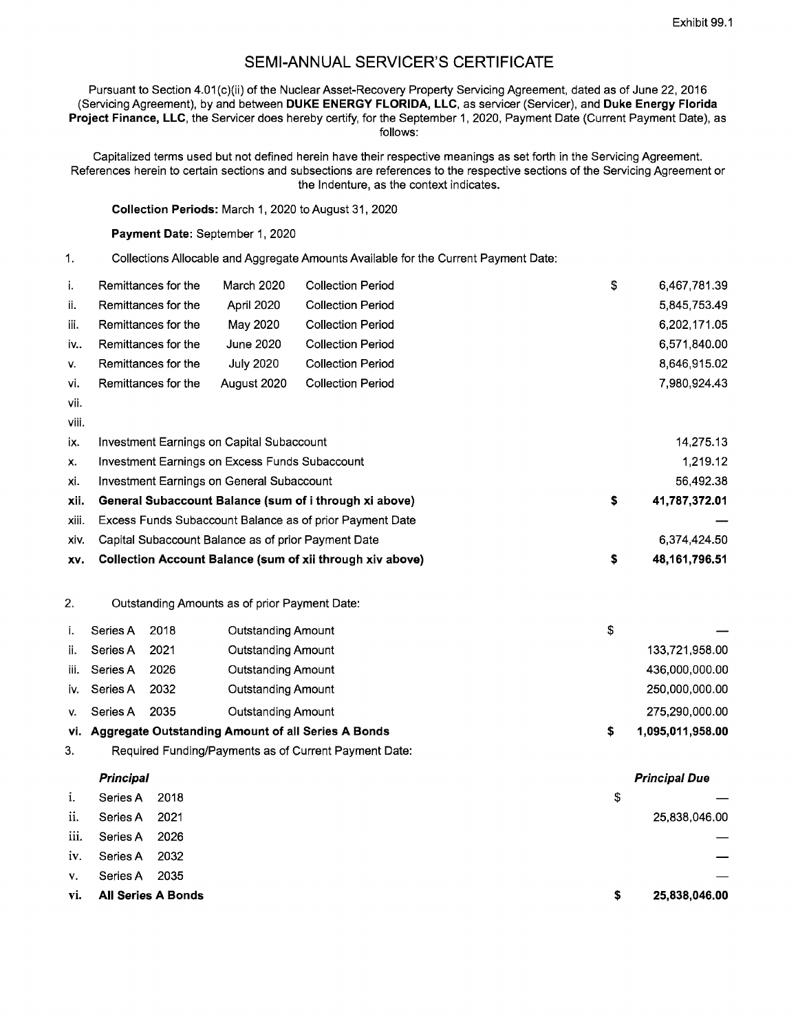Exhibit 99.1

# SEMI-ANNUAL SERVICER'S CERTIFICATE

Pursuant to Section 4.01(c)(ii) of the Nuclear Asset-Recovery Property Servicing Agreement, dated as of June 22, 2016 (Servicing Agreement), by and between **DUKE ENERGY FLORIDA, LLC**, as servicer (Servicer), and **Duke Energy Florida Project Finance, LLC**, the Servicer does hereby certify, for the September 1, 2020, Payment Date (Current Payment Date), as follows:

Capitalized terms used but not defined herein have their respective meanings as set forth in the Servicing Agreement. References herein to certain sections and subsections are references to the respective sections of the Servicing Agreement or the Indenture, as the context indicates.

**Collection Periods:** March 1, 2020 to August 31, 2020

**Payment Date:** September 1, 2020

1. Collections Allocable and Aggregate Amounts Available for the Current Payment Date:

| | | | |
|---|---|---|---|
| i. | Remittances for the March 2020 Collection Period | $ | 6,467,781.39 |
| ii. | Remittances for the April 2020 Collection Period | | 5,845,753.49 |
| iii. | Remittances for the May 2020 Collection Period | | 6,202,171.05 |
| iv.. | Remittances for the June 2020 Collection Period | | 6,571,840.00 |
| v. | Remittances for the July 2020 Collection Period | | 8,646,915.02 |
| vi. | Remittances for the August 2020 Collection Period | | 7,980,924.43 |
| vii. | | | |
| viii. | | | |
| ix. | Investment Earnings on Capital Subaccount | | 14,275.13 |
| x. | Investment Earnings on Excess Funds Subaccount | | 1,219.12 |
| xi. | Investment Earnings on General Subaccount | | 56,492.38 |
| **xii.** | **General Subaccount Balance (sum of i through xi above)** | **$** | **41,787,372.01** |
| xiii. | Excess Funds Subaccount Balance as of prior Payment Date | | — |
| xiv. | Capital Subaccount Balance as of prior Payment Date | | 6,374,424.50 |
| **xv.** | **Collection Account Balance (sum of xii through xiv above)** | **$** | **48,161,796.51** |

2. Outstanding Amounts as of prior Payment Date:

| | | | |
|---|---|---|---|
| i. | Series A 2018 Outstanding Amount | $ | — |
| ii. | Series A 2021 Outstanding Amount | | 133,721,958.00 |
| iii. | Series A 2026 Outstanding Amount | | 436,000,000.00 |
| iv. | Series A 2032 Outstanding Amount | | 250,000,000.00 |
| v. | Series A 2035 Outstanding Amount | | 275,290,000.00 |
| **vi.** | **Aggregate Outstanding Amount of all Series A Bonds** | **$** | **1,095,011,958.00** |

3. Required Funding/Payments as of Current Payment Date:

| | ***Principal*** | | ***Principal Due*** |
|---|---|---|---|
| i. | Series A 2018 | $ | — |
| ii. | Series A 2021 | | 25,838,046.00 |
| iii. | Series A 2026 | | — |
| iv. | Series A 2032 | | — |
| v. | Series A 2035 | | — |
| **vi.** | **All Series A Bonds** | **$** | **25,838,046.00** |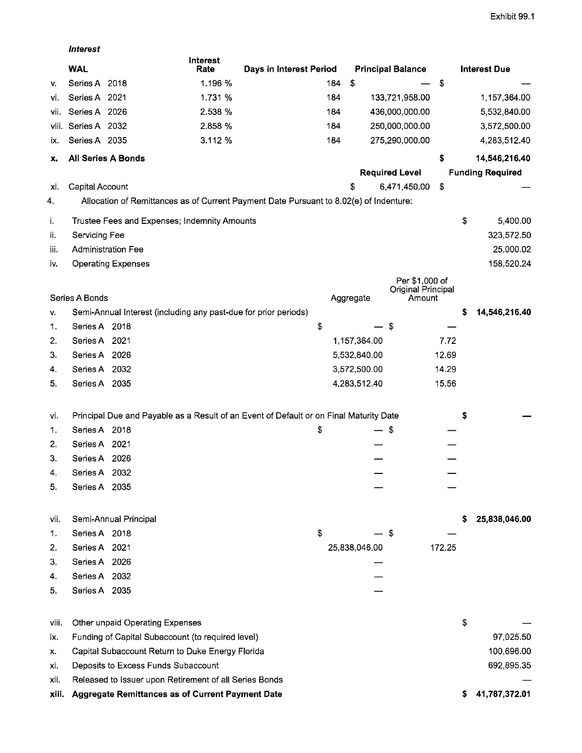***Interest***

| | WAL | Interest Rate | Days in Interest Period | Principal Balance | Interest Due |
|---|---|---|---|---|---|
| v. | Series A 2018 | 1.196 % | 184 | $ — | $ — |
| vi. | Series A 2021 | 1.731 % | 184 | 133,721,958.00 | 1,157,364.00 |
| vii. | Series A 2026 | 2.538 % | 184 | 436,000,000.00 | 5,532,840.00 |
| viii. | Series A 2032 | 2.858 % | 184 | 250,000,000.00 | 3,572,500.00 |
| ix. | Series A 2035 | 3.112 % | 184 | 275,290,000.00 | 4,283,512.40 |
| **x.** | **All Series A Bonds** | | | | **$ 14,546,216.40** |
| | | | | **Required Level** | **Funding Required** |
| xi. | Capital Account | | | $ 6,471,450.00 | $ — |

4. Allocation of Remittances as of Current Payment Date Pursuant to 8.02(e) of Indenture:

| | | Aggregate | Per $1,000 of Original Principal Amount | |
|---|---|---|---|---|
| i. | Trustee Fees and Expenses; Indemnity Amounts | | | $ 5,400.00 |
| ii. | Servicing Fee | | | 323,572.50 |
| iii. | Administration Fee | | | 25,000.02 |
| iv. | Operating Expenses | | | 158,520.24 |
| | Series A Bonds | | | |
| v. | Semi-Annual Interest (including any past-due for prior periods) | | | **$ 14,546,216.40** |
| 1. | Series A 2018 | $ — | $ — | |
| 2. | Series A 2021 | 1,157,364.00 | 7.72 | |
| 3. | Series A 2026 | 5,532,840.00 | 12.69 | |
| 4. | Series A 2032 | 3,572,500.00 | 14.29 | |
| 5. | Series A 2035 | 4,283,512.40 | 15.56 | |
| vi. | Principal Due and Payable as a Result of an Event of Default or on Final Maturity Date | | | **$ —** |
| 1. | Series A 2018 | $ — | $ — | |
| 2. | Series A 2021 | — | — | |
| 3. | Series A 2026 | — | — | |
| 4. | Series A 2032 | — | — | |
| 5. | Series A 2035 | — | — | |
| vii. | Semi-Annual Principal | | | **$ 25,838,046.00** |
| 1. | Series A 2018 | $ — | $ — | |
| 2. | Series A 2021 | 25,838,046.00 | 172.25 | |
| 3. | Series A 2026 | — | | |
| 4. | Series A 2032 | — | | |
| 5. | Series A 2035 | — | | |
| viii. | Other unpaid Operating Expenses | | | $ — |
| ix. | Funding of Capital Subaccount (to required level) | | | 97,025.50 |
| x. | Capital Subaccount Return to Duke Energy Florida | | | 100,696.00 |
| xi. | Deposits to Excess Funds Subaccount | | | 692,895.35 |
| xii. | Released to Issuer upon Retirement of all Series Bonds | | | — |
| **xiii.** | **Aggregate Remittances as of Current Payment Date** | | | **$ 41,787,372.01** |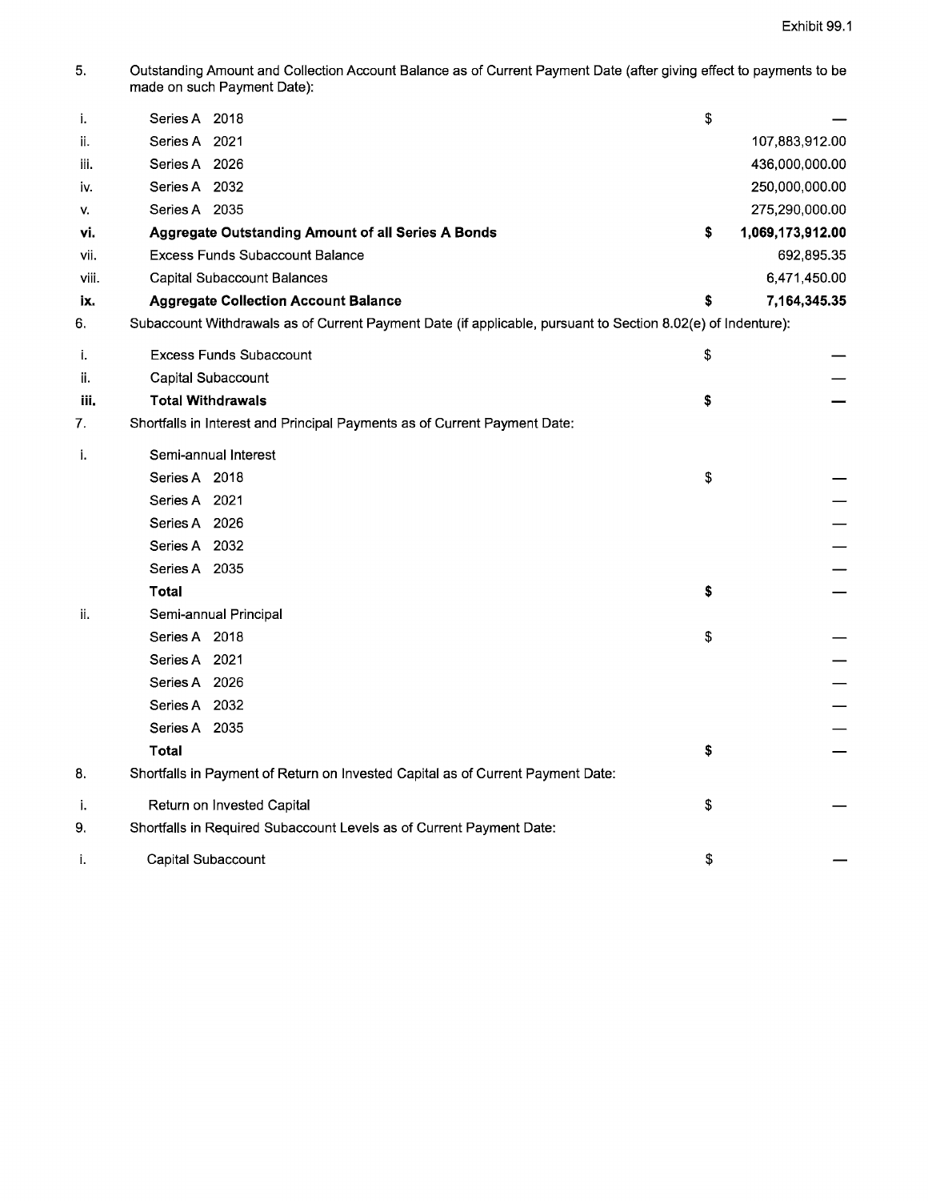Exhibit 99.1

5. Outstanding Amount and Collection Account Balance as of Current Payment Date (after giving effect to payments to be made on such Payment Date):

| | | | |
|---|---|---|---|
| i. | Series A 2018 | $ | — |
| ii. | Series A 2021 | | 107,883,912.00 |
| iii. | Series A 2026 | | 436,000,000.00 |
| iv. | Series A 2032 | | 250,000,000.00 |
| v. | Series A 2035 | | 275,290,000.00 |
| **vi.** | **Aggregate Outstanding Amount of all Series A Bonds** | **$** | **1,069,173,912.00** |
| vii. | Excess Funds Subaccount Balance | | 692,895.35 |
| viii. | Capital Subaccount Balances | | 6,471,450.00 |
| **ix.** | **Aggregate Collection Account Balance** | **$** | **7,164,345.35** |

6. Subaccount Withdrawals as of Current Payment Date (if applicable, pursuant to Section 8.02(e) of Indenture):

| | | | |
|---|---|---|---|
| i. | Excess Funds Subaccount | $ | — |
| ii. | Capital Subaccount | | — |
| **iii.** | **Total Withdrawals** | **$** | **—** |

7. Shortfalls in Interest and Principal Payments as of Current Payment Date:

| | | | |
|---|---|---|---|
| i. | Semi-annual Interest | | |
| | Series A 2018 | $ | — |
| | Series A 2021 | | — |
| | Series A 2026 | | — |
| | Series A 2032 | | — |
| | Series A 2035 | | — |
| | **Total** | **$** | **—** |
| ii. | Semi-annual Principal | | |
| | Series A 2018 | $ | — |
| | Series A 2021 | | — |
| | Series A 2026 | | — |
| | Series A 2032 | | — |
| | Series A 2035 | | — |
| | **Total** | **$** | **—** |

8. Shortfalls in Payment of Return on Invested Capital as of Current Payment Date:

| | | | |
|---|---|---|---|
| i. | Return on Invested Capital | $ | — |

9. Shortfalls in Required Subaccount Levels as of Current Payment Date:

| | | | |
|---|---|---|---|
| i. | Capital Subaccount | $ | — |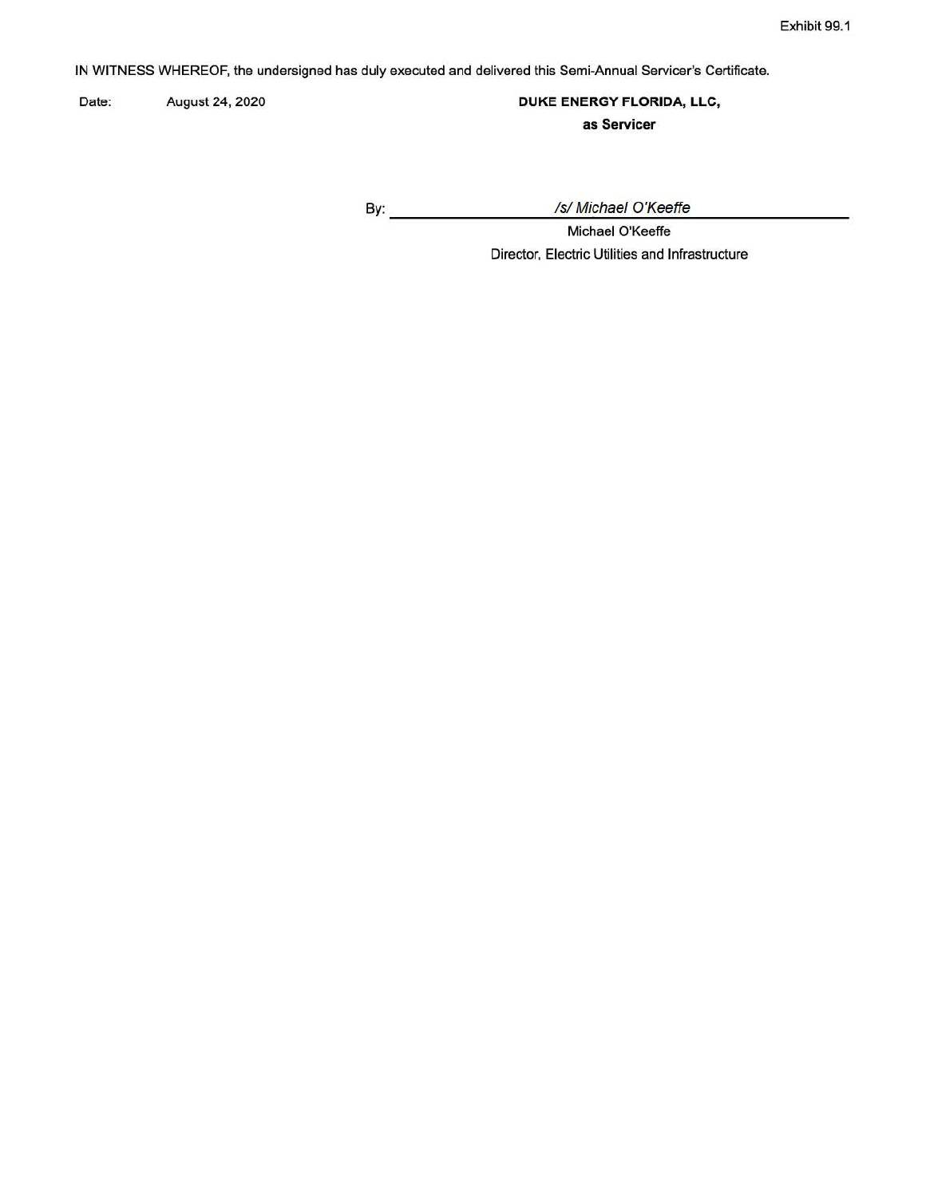Exhibit 99.1

IN WITNESS WHEREOF, the undersigned has duly executed and delivered this Semi-Annual Servicer's Certificate.

Date: August 24, 2020

**DUKE ENERGY FLORIDA, LLC,**
**as Servicer**

By: */s/ Michael O'Keeffe*

Michael O'Keeffe
Director, Electric Utilities and Infrastructure